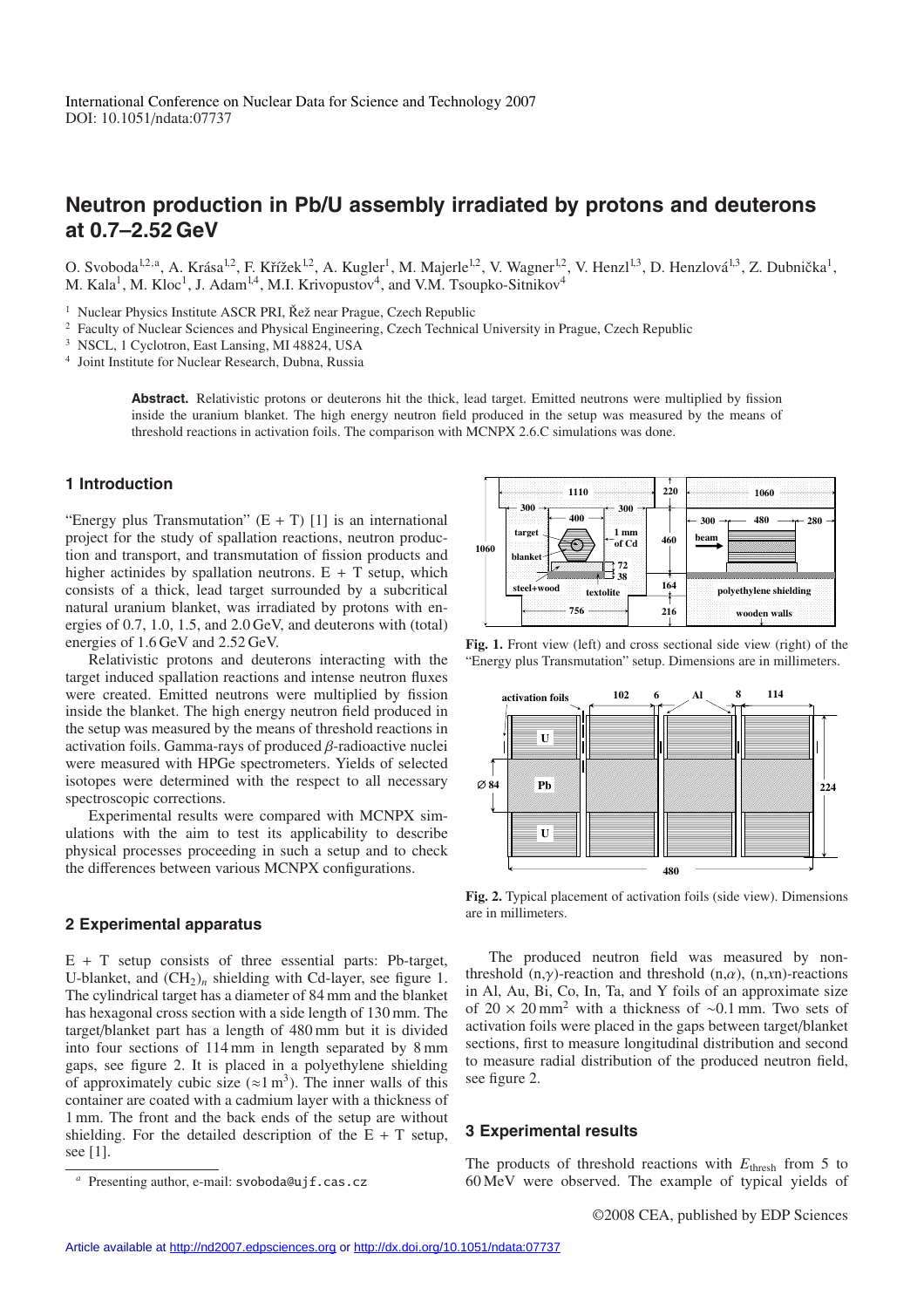International Conference on Nuclear Data for Science and Technology 2007
DOI: 10.1051/ndata:07737

# Neutron production in Pb/U assembly irradiated by protons and deuterons at 0.7–2.52 GeV

O. Svoboda[1,2,a], A. Krása[1,2], F. Křížek[1,2], A. Kugler[1], M. Majerle[1,2], V. Wagner[1,2], V. Henzl[1,3], D. Henzlová[1,3], Z. Dubnička[1], M. Kala[1], M. Kloc[1], J. Adam[1,4], M.I. Krivopustov[4], and V.M. Tsoupko-Sitnikov[4]

[1] Nuclear Physics Institute ASCR PRI, Řež near Prague, Czech Republic
[2] Faculty of Nuclear Sciences and Physical Engineering, Czech Technical University in Prague, Czech Republic
[3] NSCL, 1 Cyclotron, East Lansing, MI 48824, USA
[4] Joint Institute for Nuclear Research, Dubna, Russia

**Abstract.** Relativistic protons or deuterons hit the thick, lead target. Emitted neutrons were multiplied by fission inside the uranium blanket. The high energy neutron field produced in the setup was measured by the means of threshold reactions in activation foils. The comparison with MCNPX 2.6.C simulations was done.

## 1 Introduction

"Energy plus Transmutation" (E + T) [1] is an international project for the study of spallation reactions, neutron production and transport, and transmutation of fission products and higher actinides by spallation neutrons. E + T setup, which consists of a thick, lead target surrounded by a subcritical natural uranium blanket, was irradiated by protons with energies of 0.7, 1.0, 1.5, and 2.0 GeV, and deuterons with (total) energies of 1.6 GeV and 2.52 GeV.

Relativistic protons and deuterons interacting with the target induced spallation reactions and intense neutron fluxes were created. Emitted neutrons were multiplied by fission inside the blanket. The high energy neutron field produced in the setup was measured by the means of threshold reactions in activation foils. Gamma-rays of produced $\beta$-radioactive nuclei were measured with HPGe spectrometers. Yields of selected isotopes were determined with the respect to all necessary spectroscopic corrections.

Experimental results were compared with MCNPX simulations with the aim to test its applicability to describe physical processes proceeding in such a setup and to check the differences between various MCNPX configurations.

## 2 Experimental apparatus

E + T setup consists of three essential parts: Pb-target, U-blanket, and $(CH_2)_n$ shielding with Cd-layer, see figure 1. The cylindrical target has a diameter of 84 mm and the blanket has hexagonal cross section with a side length of 130 mm. The target/blanket part has a length of 480 mm but it is divided into four sections of 114 mm in length separated by 8 mm gaps, see figure 2. It is placed in a polyethylene shielding of approximately cubic size ($\approx 1\,\mathrm{m}^3$). The inner walls of this container are coated with a cadmium layer with a thickness of 1 mm. The front and the back ends of the setup are without shielding. For the detailed description of the E + T setup, see [1].

[a] Presenting author, e-mail: svoboda@ujf.cas.cz

**Fig. 1.** Front view (left) and cross sectional side view (right) of the "Energy plus Transmutation" setup. Dimensions are in millimeters.

**Fig. 2.** Typical placement of activation foils (side view). Dimensions are in millimeters.

The produced neutron field was measured by non-threshold (n,$\gamma$)-reaction and threshold (n,$\alpha$), (n,$x$n)-reactions in Al, Au, Bi, Co, In, Ta, and Y foils of an approximate size of $20 \times 20\,\mathrm{mm}^2$ with a thickness of $\sim$0.1 mm. Two sets of activation foils were placed in the gaps between target/blanket sections, first to measure longitudinal distribution and second to measure radial distribution of the produced neutron field, see figure 2.

## 3 Experimental results

The products of threshold reactions with $E_{\mathrm{thresh}}$ from 5 to 60 MeV were observed. The example of typical yields of

©2008 CEA, published by EDP Sciences

Article available at http://nd2007.edpsciences.org or http://dx.doi.org/10.1051/ndata:07737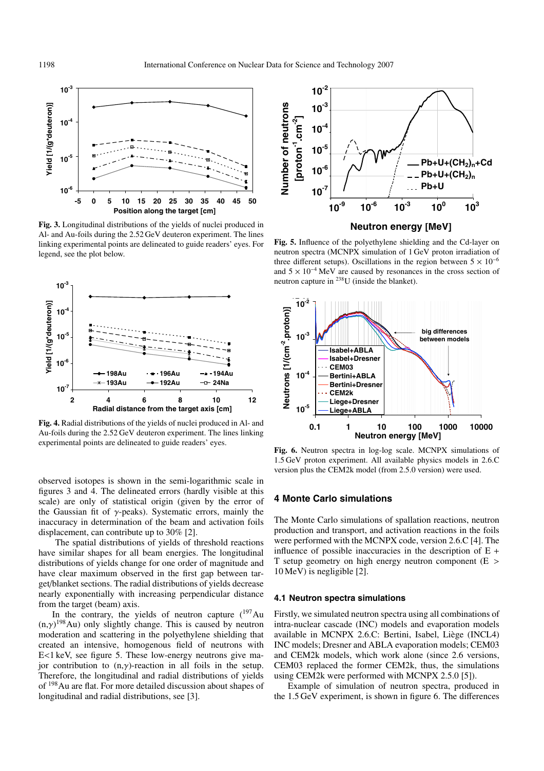**Fig. 3.** Longitudinal distributions of the yields of nuclei produced in Al- and Au-foils during the 2.52 GeV deuteron experiment. The lines linking experimental points are delineated to guide readers' eyes. For legend, see the plot below.

**Fig. 4.** Radial distributions of the yields of nuclei produced in Al- and Au-foils during the 2.52 GeV deuteron experiment. The lines linking experimental points are delineated to guide readers' eyes.

observed isotopes is shown in the semi-logarithmic scale in figures 3 and 4. The delineated errors (hardly visible at this scale) are only of statistical origin (given by the error of the Gaussian fit of $\gamma$-peaks). Systematic errors, mainly the inaccuracy in determination of the beam and activation foils displacement, can contribute up to 30% [2].

The spatial distributions of yields of threshold reactions have similar shapes for all beam energies. The longitudinal distributions of yields change for one order of magnitude and have clear maximum observed in the first gap between target/blanket sections. The radial distributions of yields decrease nearly exponentially with increasing perpendicular distance from the target (beam) axis.

In the contrary, the yields of neutron capture ($^{197}$Au $(n,\gamma)^{198}$Au) only slightly change. This is caused by neutron moderation and scattering in the polyethylene shielding that created an intensive, homogenous field of neutrons with E<1 keV, see figure 5. These low-energy neutrons give major contribution to $(n,\gamma)$-reaction in all foils in the setup. Therefore, the longitudinal and radial distributions of yields of $^{198}$Au are flat. For more detailed discussion about shapes of longitudinal and radial distributions, see [3].

**Fig. 5.** Influence of the polyethylene shielding and the Cd-layer on neutron spectra (MCNPX simulation of 1 GeV proton irradiation of three different setups). Oscillations in the region between $5 \times 10^{-6}$ and $5 \times 10^{-4}$ MeV are caused by resonances in the cross section of neutron capture in $^{238}$U (inside the blanket).

**Fig. 6.** Neutron spectra in log-log scale. MCNPX simulations of 1.5 GeV proton experiment. All available physics models in 2.6.C version plus the CEM2k model (from 2.5.0 version) were used.

## 4 Monte Carlo simulations

The Monte Carlo simulations of spallation reactions, neutron production and transport, and activation reactions in the foils were performed with the MCNPX code, version 2.6.C [4]. The influence of possible inaccuracies in the description of E + T setup geometry on high energy neutron component (E > 10 MeV) is negligible [2].

### 4.1 Neutron spectra simulations

Firstly, we simulated neutron spectra using all combinations of intra-nuclear cascade (INC) models and evaporation models available in MCNPX 2.6.C: Bertini, Isabel, Liège (INCL4) INC models; Dresner and ABLA evaporation models; CEM03 and CEM2k models, which work alone (since 2.6 versions, CEM03 replaced the former CEM2k, thus, the simulations using CEM2k were performed with MCNPX 2.5.0 [5]).

Example of simulation of neutron spectra, produced in the 1.5 GeV experiment, is shown in figure 6. The differences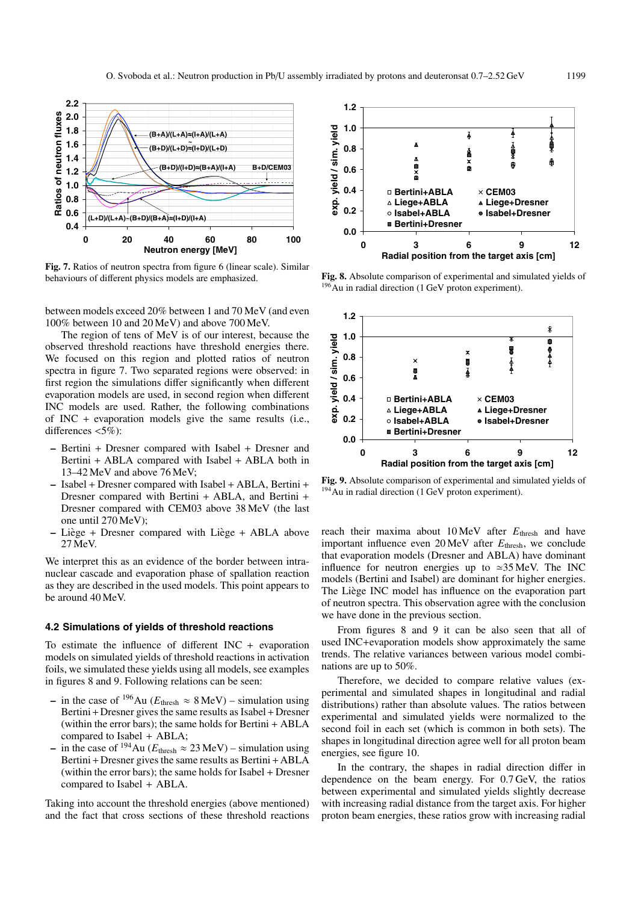Fig. 7. Ratios of neutron spectra from figure 6 (linear scale). Similar behaviours of different physics models are emphasized.

between models exceed 20% between 1 and 70 MeV (and even 100% between 10 and 20 MeV) and above 700 MeV.

The region of tens of MeV is of our interest, because the observed threshold reactions have threshold energies there. We focused on this region and plotted ratios of neutron spectra in figure 7. Two separated regions were observed: in first region the simulations differ significantly when different evaporation models are used, in second region when different INC models are used. Rather, the following combinations of INC + evaporation models give the same results (i.e., differences <5%):

- Bertini + Dresner compared with Isabel + Dresner and Bertini + ABLA compared with Isabel + ABLA both in 13–42 MeV and above 76 MeV;
- Isabel + Dresner compared with Isabel + ABLA, Bertini + Dresner compared with Bertini + ABLA, and Bertini + Dresner compared with CEM03 above 38 MeV (the last one until 270 MeV);
- Liège + Dresner compared with Liège + ABLA above 27 MeV.

We interpret this as an evidence of the border between intranuclear cascade and evaporation phase of spallation reaction as they are described in the used models. This point appears to be around 40 MeV.

### 4.2 Simulations of yields of threshold reactions

To estimate the influence of different INC + evaporation models on simulated yields of threshold reactions in activation foils, we simulated these yields using all models, see examples in figures 8 and 9. Following relations can be seen:

- in the case of $^{196}$Au ($E_{\mathrm{thresh}} \approx 8$ MeV) – simulation using Bertini + Dresner gives the same results as Isabel + Dresner (within the error bars); the same holds for Bertini + ABLA compared to Isabel + ABLA;
- in the case of $^{194}$Au ($E_{\mathrm{thresh}} \approx 23$ MeV) – simulation using Bertini + Dresner gives the same results as Bertini + ABLA (within the error bars); the same holds for Isabel + Dresner compared to Isabel + ABLA.

Taking into account the threshold energies (above mentioned) and the fact that cross sections of these threshold reactions

Fig. 8. Absolute comparison of experimental and simulated yields of $^{196}$Au in radial direction (1 GeV proton experiment).

Fig. 9. Absolute comparison of experimental and simulated yields of $^{194}$Au in radial direction (1 GeV proton experiment).

reach their maxima about 10 MeV after $E_{\mathrm{thresh}}$ and have important influence even 20 MeV after $E_{\mathrm{thresh}}$, we conclude that evaporation models (Dresner and ABLA) have dominant influence for neutron energies up to $\simeq$35 MeV. The INC models (Bertini and Isabel) are dominant for higher energies. The Liège INC model has influence on the evaporation part of neutron spectra. This observation agree with the conclusion we have done in the previous section.

From figures 8 and 9 it can be also seen that all of used INC+evaporation models show approximately the same trends. The relative variances between various model combinations are up to 50%.

Therefore, we decided to compare relative values (experimental and simulated shapes in longitudinal and radial distributions) rather than absolute values. The ratios between experimental and simulated yields were normalized to the second foil in each set (which is common in both sets). The shapes in longitudinal direction agree well for all proton beam energies, see figure 10.

In the contrary, the shapes in radial direction differ in dependence on the beam energy. For 0.7 GeV, the ratios between experimental and simulated yields slightly decrease with increasing radial distance from the target axis. For higher proton beam energies, these ratios grow with increasing radial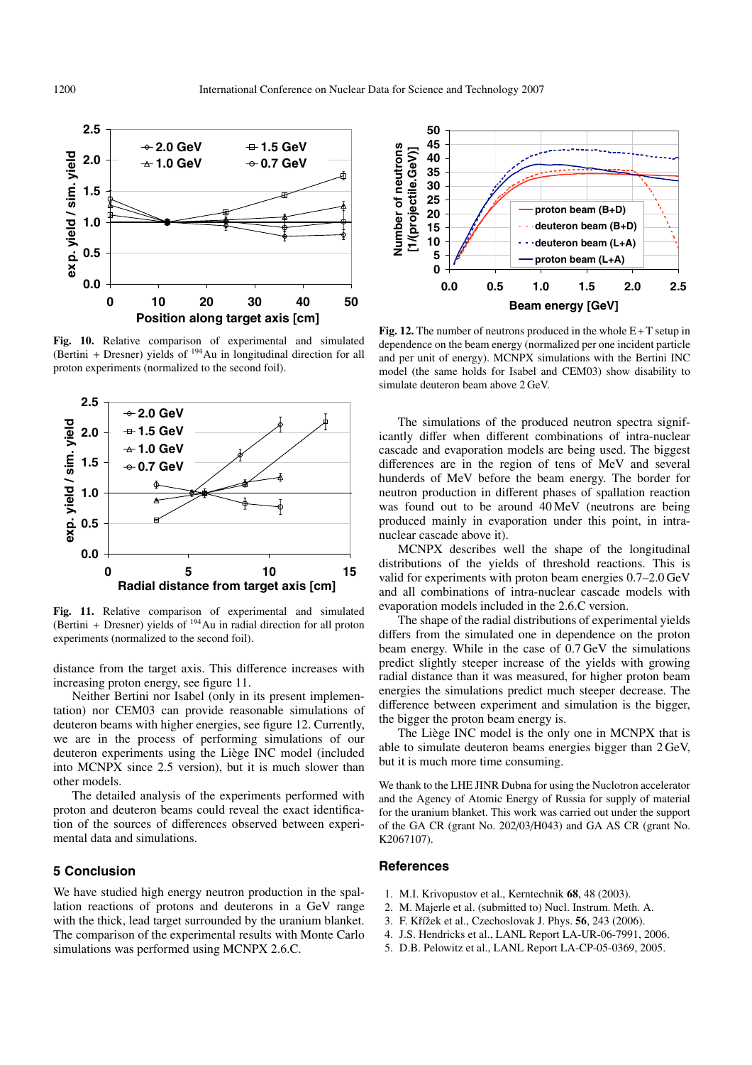2.5
2.0
1.5
1.0
0.5
0.0
exp. yield / sim. yield
2.0 GeV
1.0 GeV
1.5 GeV
0.7 GeV
0
10
20
30
40
50
Position along target axis [cm]

**Fig. 10.** Relative comparison of experimental and simulated (Bertini + Dresner) yields of $^{194}$Au in longitudinal direction for all proton experiments (normalized to the second foil).

2.5
2.0
1.5
1.0
0.5
0.0
exp. yield / sim. yield
2.0 GeV
1.5 GeV
1.0 GeV
0.7 GeV
0
5
10
15
Radial distance from target axis [cm]

**Fig. 11.** Relative comparison of experimental and simulated (Bertini + Dresner) yields of $^{194}$Au in radial direction for all proton experiments (normalized to the second foil).

distance from the target axis. This difference increases with increasing proton energy, see figure 11.

Neither Bertini nor Isabel (only in its present implementation) nor CEM03 can provide reasonable simulations of deuteron beams with higher energies, see figure 12. Currently, we are in the process of performing simulations of our deuteron experiments using the Liège INC model (included into MCNPX since 2.5 version), but it is much slower than other models.

The detailed analysis of the experiments performed with proton and deuteron beams could reveal the exact identification of the sources of differences observed between experimental data and simulations.

## 5 Conclusion

We have studied high energy neutron production in the spallation reactions of protons and deuterons in a GeV range with the thick, lead target surrounded by the uranium blanket. The comparison of the experimental results with Monte Carlo simulations was performed using MCNPX 2.6.C.

50
45
40
35
30
25
20
15
10
5
0
Number of neutrons [1/(projectile.GeV)]
proton beam (B+D)
deuteron beam (B+D)
deuteron beam (L+A)
proton beam (L+A)
0.0
0.5
1.0
1.5
2.0
2.5
Beam energy [GeV]

**Fig. 12.** The number of neutrons produced in the whole E+T setup in dependence on the beam energy (normalized per one incident particle and per unit of energy). MCNPX simulations with the Bertini INC model (the same holds for Isabel and CEM03) show disability to simulate deuteron beam above 2 GeV.

The simulations of the produced neutron spectra significantly differ when different combinations of intra-nuclear cascade and evaporation models are being used. The biggest differences are in the region of tens of MeV and several hunderds of MeV before the beam energy. The border for neutron production in different phases of spallation reaction was found out to be around 40 MeV (neutrons are being produced mainly in evaporation under this point, in intra-nuclear cascade above it).

MCNPX describes well the shape of the longitudinal distributions of the yields of threshold reactions. This is valid for experiments with proton beam energies 0.7–2.0 GeV and all combinations of intra-nuclear cascade models with evaporation models included in the 2.6.C version.

The shape of the radial distributions of experimental yields differs from the simulated one in dependence on the proton beam energy. While in the case of 0.7 GeV the simulations predict slightly steeper increase of the yields with growing radial distance than it was measured, for higher proton beam energies the simulations predict much steeper decrease. The difference between experiment and simulation is the bigger, the bigger the proton beam energy is.

The Liège INC model is the only one in MCNPX that is able to simulate deuteron beams energies bigger than 2 GeV, but it is much more time consuming.

We thank to the LHE JINR Dubna for using the Nuclotron accelerator and the Agency of Atomic Energy of Russia for supply of material for the uranium blanket. This work was carried out under the support of the GA CR (grant No. 202/03/H043) and GA AS CR (grant No. K2067107).

## References

1. M.I. Krivopustov et al., Kerntechnik **68**, 48 (2003).
2. M. Majerle et al. (submitted to) Nucl. Instrum. Meth. A.
3. F. Křížek et al., Czechoslovak J. Phys. **56**, 243 (2006).
4. J.S. Hendricks et al., LANL Report LA-UR-06-7991, 2006.
5. D.B. Pelowitz et al., LANL Report LA-CP-05-0369, 2005.